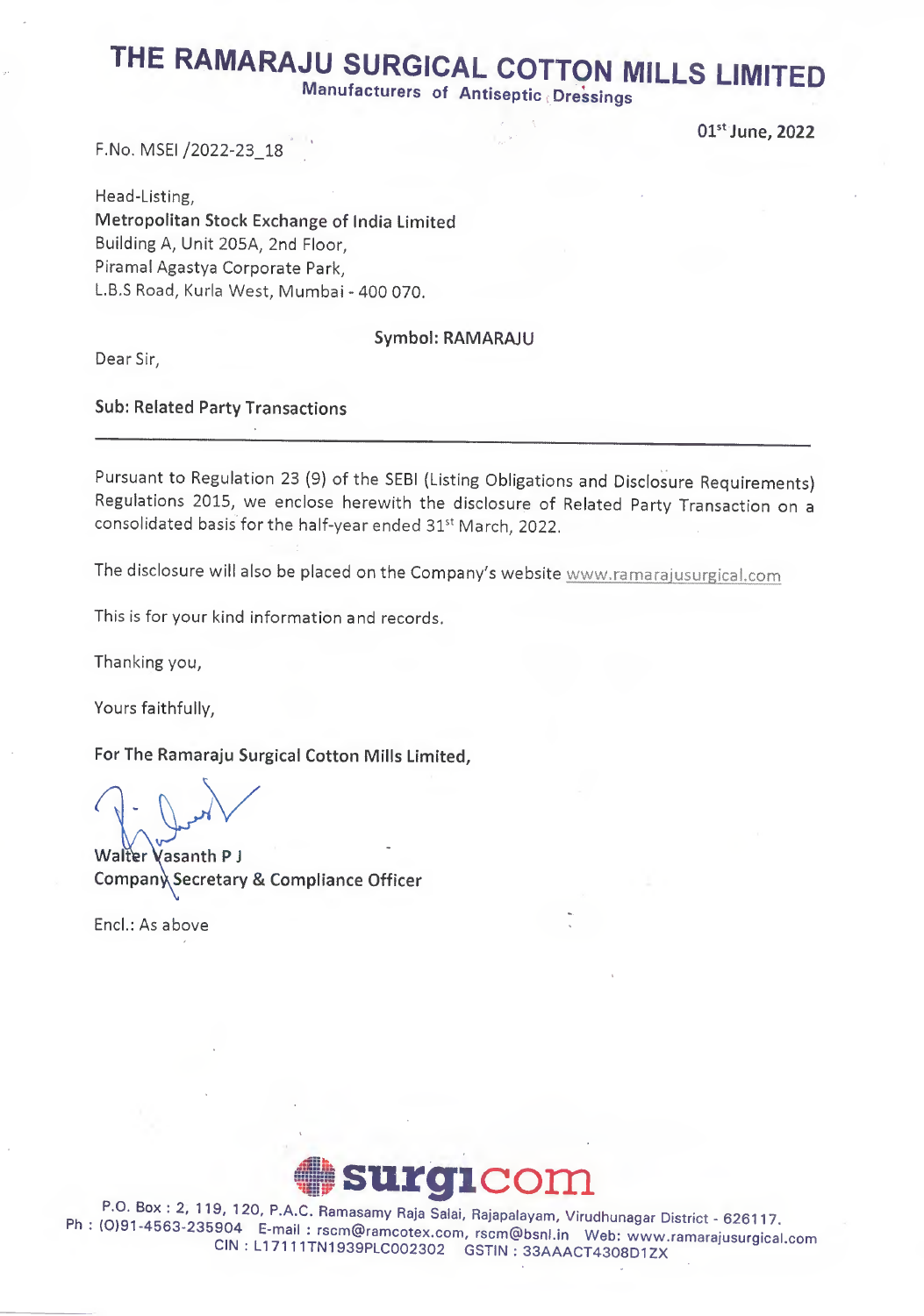# THE RAMARAJU SURGICAL COTTON MILLS LIMITED

**Manufacturers of Antiseptic Dressings**

**01st June, 2022**

F.No. MSEI /2022-23_18

Head-Listing,
**Metropolitan Stock Exchange of India Limited**
Building A, Unit 205A, 2nd Floor,
Piramal Agastya Corporate Park,
L.B.S Road, Kurla West, Mumbai - 400 070.

**Symbol: RAMARAJU**

Dear Sir,

**Sub: Related Party Transactions**

---

Pursuant to Regulation 23 (9) of the SEBI (Listing Obligations and Disclosure Requirements) Regulations 2015, we enclose herewith the disclosure of Related Party Transaction on a consolidated basis for the half-year ended 31st March, 2022.

The disclosure will also be placed on the Company's website www.ramarajusurgical.com

This is for your kind information and records.

Thanking you,

Yours faithfully,

**For The Ramaraju Surgical Cotton Mills Limited,**

Walter Vasanth P J
Company Secretary & Compliance Officer

Encl.: As above

surgicom

P.O. Box : 2, 119, 120, P.A.C. Ramasamy Raja Salai, Rajapalayam, Virudhunagar District - 626117.
Ph : (0)91-4563-235904 E-mail : rscm@ramcotex.com, rscm@bsnl.in Web: www.ramarajusurgical.com
CIN : L17111TN1939PLC002302 GSTIN : 33AAACT4308D1ZX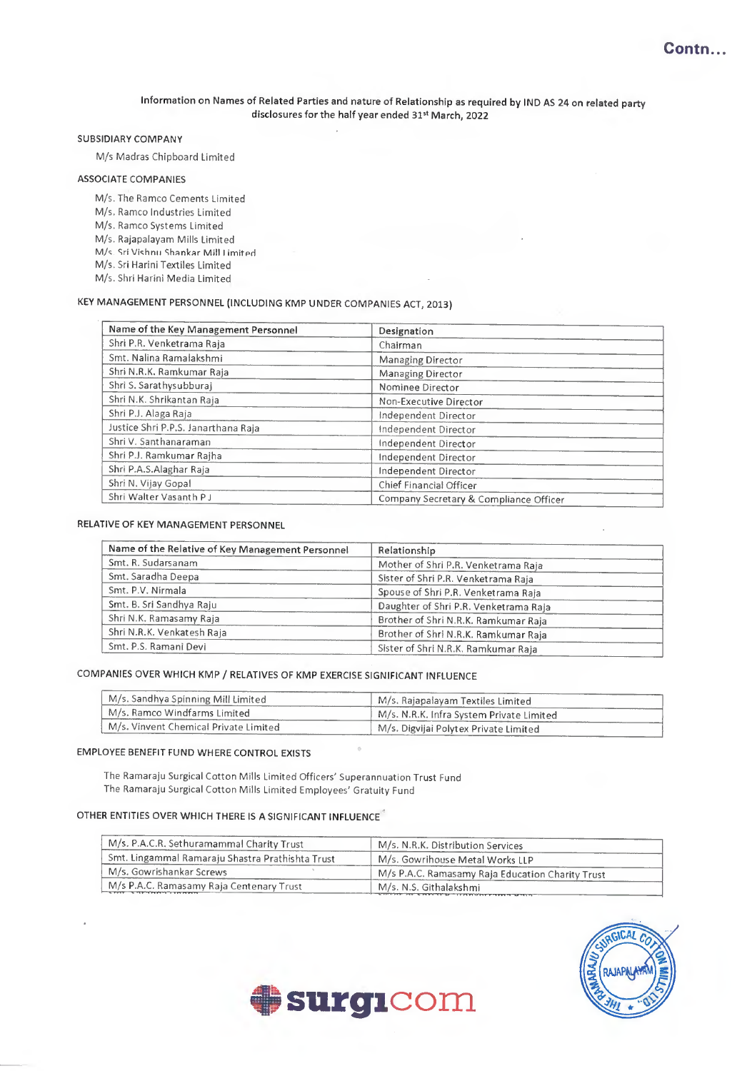Contn...

Information on Names of Related Parties and nature of Relationship as required by IND AS 24 on related party disclosures for the half year ended 31st March, 2022

SUBSIDIARY COMPANY

M/s Madras Chipboard Limited

ASSOCIATE COMPANIES

M/s. The Ramco Cements Limited
M/s. Ramco Industries Limited
M/s. Ramco Systems Limited
M/s. Rajapalayam Mills Limited
M/s. Sri Vishnu Shankar Mill Limited
M/s. Sri Harini Textiles Limited
M/s. Shri Harini Media Limited

KEY MANAGEMENT PERSONNEL (INCLUDING KMP UNDER COMPANIES ACT, 2013)

| Name of the Key Management Personnel | Designation |
|---|---|
| Shri P.R. Venketrama Raja | Chairman |
| Smt. Nalina Ramalakshmi | Managing Director |
| Shri N.R.K. Ramkumar Raja | Managing Director |
| Shri S. Sarathysubburaj | Nominee Director |
| Shri N.K. Shrikantan Raja | Non-Executive Director |
| Shri P.J. Alaga Raja | Independent Director |
| Justice Shri P.P.S. Janarthana Raja | Independent Director |
| Shri V. Santhanaraman | Independent Director |
| Shri P.J. Ramkumar Rajha | Independent Director |
| Shri P.A.S.Alaghar Raja | Independent Director |
| Shri N. Vijay Gopal | Chief Financial Officer |
| Shri Walter Vasanth P J | Company Secretary & Compliance Officer |

RELATIVE OF KEY MANAGEMENT PERSONNEL

| Name of the Relative of Key Management Personnel | Relationship |
|---|---|
| Smt. R. Sudarsanam | Mother of Shri P.R. Venketrama Raja |
| Smt. Saradha Deepa | Sister of Shri P.R. Venketrama Raja |
| Smt. P.V. Nirmala | Spouse of Shri P.R. Venketrama Raja |
| Smt. B. Sri Sandhya Raju | Daughter of Shri P.R. Venketrama Raja |
| Shri N.K. Ramasamy Raja | Brother of Shri N.R.K. Ramkumar Raja |
| Shri N.R.K. Venkatesh Raja | Brother of Shri N.R.K. Ramkumar Raja |
| Smt. P.S. Ramani Devi | Sister of Shri N.R.K. Ramkumar Raja |

COMPANIES OVER WHICH KMP / RELATIVES OF KMP EXERCISE SIGNIFICANT INFLUENCE

| | |
|---|---|
| M/s. Sandhya Spinning Mill Limited | M/s. Rajapalayam Textiles Limited |
| M/s. Ramco Windfarms Limited | M/s. N.R.K. Infra System Private Limited |
| M/s. Vinvent Chemical Private Limited | M/s. Digvijai Polytex Private Limited |

EMPLOYEE BENEFIT FUND WHERE CONTROL EXISTS

The Ramaraju Surgical Cotton Mills Limited Officers' Superannuation Trust Fund
The Ramaraju Surgical Cotton Mills Limited Employees' Gratuity Fund

OTHER ENTITIES OVER WHICH THERE IS A SIGNIFICANT INFLUENCE

| | |
|---|---|
| M/s. P.A.C.R. Sethuramammal Charity Trust | M/s. N.R.K. Distribution Services |
| Smt. Lingammal Ramaraju Shastra Prathishta Trust | M/s. Gowrihouse Metal Works LLP |
| M/s. Gowrishankar Screws | M/s P.A.C. Ramasamy Raja Education Charity Trust |
| M/s P.A.C. Ramasamy Raja Centenary Trust | M/s. N.S. Githalakshmi |

surgicom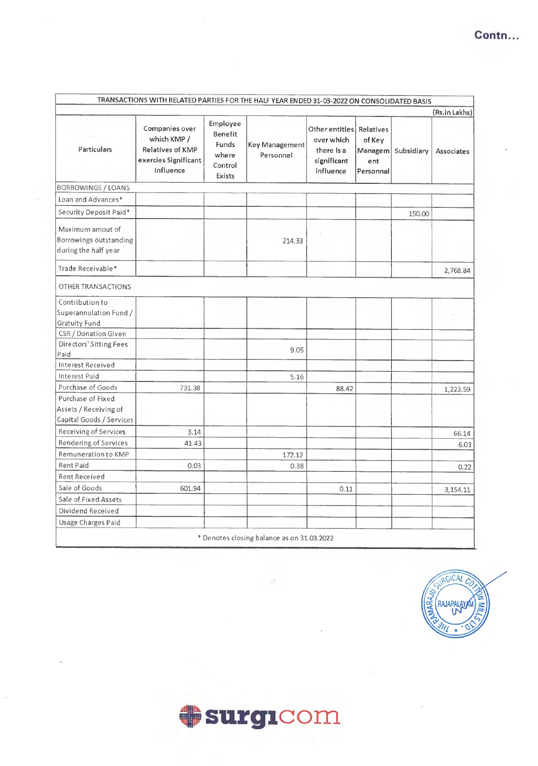Contn...

| TRANSACTIONS WITH RELATED PARTIES FOR THE HALF YEAR ENDED 31-03-2022 ON CONSOLIDATED BASIS | | | | | | | |
|---|---|---|---|---|---|---|---|
| | | | | | | | (Rs.in Lakhs) |
| Particulars | Companies over which KMP / Relatives of KMP exercies Significant Influence | Employee Benefit Funds where Control Exists | Key Management Personnel | Other entities over which there is a significant influence | Relatives of Key Management Personnal | Subsidiary | Associates |
| BORROWINGS / LOANS | | | | | | | |
| Loan and Advances* | | | | | | | |
| Security Deposit Paid* | | | | | | 150.00 | |
| Maximum amout of Borrowings outstanding during the half year | | | 214.33 | | | | |
| Trade Receivable* | | | | | | | 2,768.84 |
| OTHER TRANSACTIONS | | | | | | | |
| Contribution to Superannulation Fund / Gratuity Fund | | | | | | | |
| CSR / Donation Given | | | | | | | |
| Directors' Sitting Fees Paid | | | 9.05 | | | | |
| Interest Received | | | | | | | |
| Interest Paid | | | 5.16 | | | | |
| Purchase of Goods | 731.38 | | | 88.42 | | | 1,223.59 |
| Purchase of Fixed Assets / Receiving of Capital Goods / Services | | | | | | | |
| Receiving of Services | 3.14 | | | | | | 66.14 |
| Rendering of Services | 41.43 | | | | | | 6.03 |
| Remuneration to KMP | | | 172.12 | | | | |
| Rent Paid | 0.03 | | 0.38 | | | | 0.22 |
| Rent Received | | | | | | | |
| Sale of Goods | 601.94 | | | 0.11 | | | 3,154.11 |
| Sale of Fixed Assets | | | | | | | |
| Dividend Received | | | | | | | |
| Usage Charges Paid | | | | | | | |

* Denotes closing balance as on 31.03.2022

THE RAMARAJU SURGICAL COTTON MILLS LTD., RAJAPALAYAM

surgicom